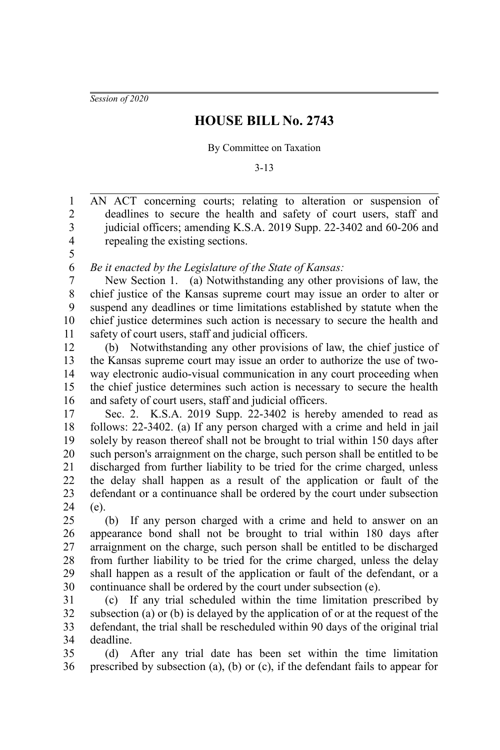*Session of 2020*

# HOUSE BILL No. 2743

By Committee on Taxation

3-13

AN ACT concerning courts; relating to alteration or suspension of deadlines to secure the health and safety of court users, staff and judicial officers; amending K.S.A. 2019 Supp. 22-3402 and 60-206 and repealing the existing sections.

*Be it enacted by the Legislature of the State of Kansas:*

New Section 1. (a) Notwithstanding any other provisions of law, the chief justice of the Kansas supreme court may issue an order to alter or suspend any deadlines or time limitations established by statute when the chief justice determines such action is necessary to secure the health and safety of court users, staff and judicial officers.

(b) Notwithstanding any other provisions of law, the chief justice of the Kansas supreme court may issue an order to authorize the use of two-way electronic audio-visual communication in any court proceeding when the chief justice determines such action is necessary to secure the health and safety of court users, staff and judicial officers.

Sec. 2. K.S.A. 2019 Supp. 22-3402 is hereby amended to read as follows: 22-3402. (a) If any person charged with a crime and held in jail solely by reason thereof shall not be brought to trial within 150 days after such person's arraignment on the charge, such person shall be entitled to be discharged from further liability to be tried for the crime charged, unless the delay shall happen as a result of the application or fault of the defendant or a continuance shall be ordered by the court under subsection (e).

(b) If any person charged with a crime and held to answer on an appearance bond shall not be brought to trial within 180 days after arraignment on the charge, such person shall be entitled to be discharged from further liability to be tried for the crime charged, unless the delay shall happen as a result of the application or fault of the defendant, or a continuance shall be ordered by the court under subsection (e).

(c) If any trial scheduled within the time limitation prescribed by subsection (a) or (b) is delayed by the application of or at the request of the defendant, the trial shall be rescheduled within 90 days of the original trial deadline.

(d) After any trial date has been set within the time limitation prescribed by subsection (a), (b) or (c), if the defendant fails to appear for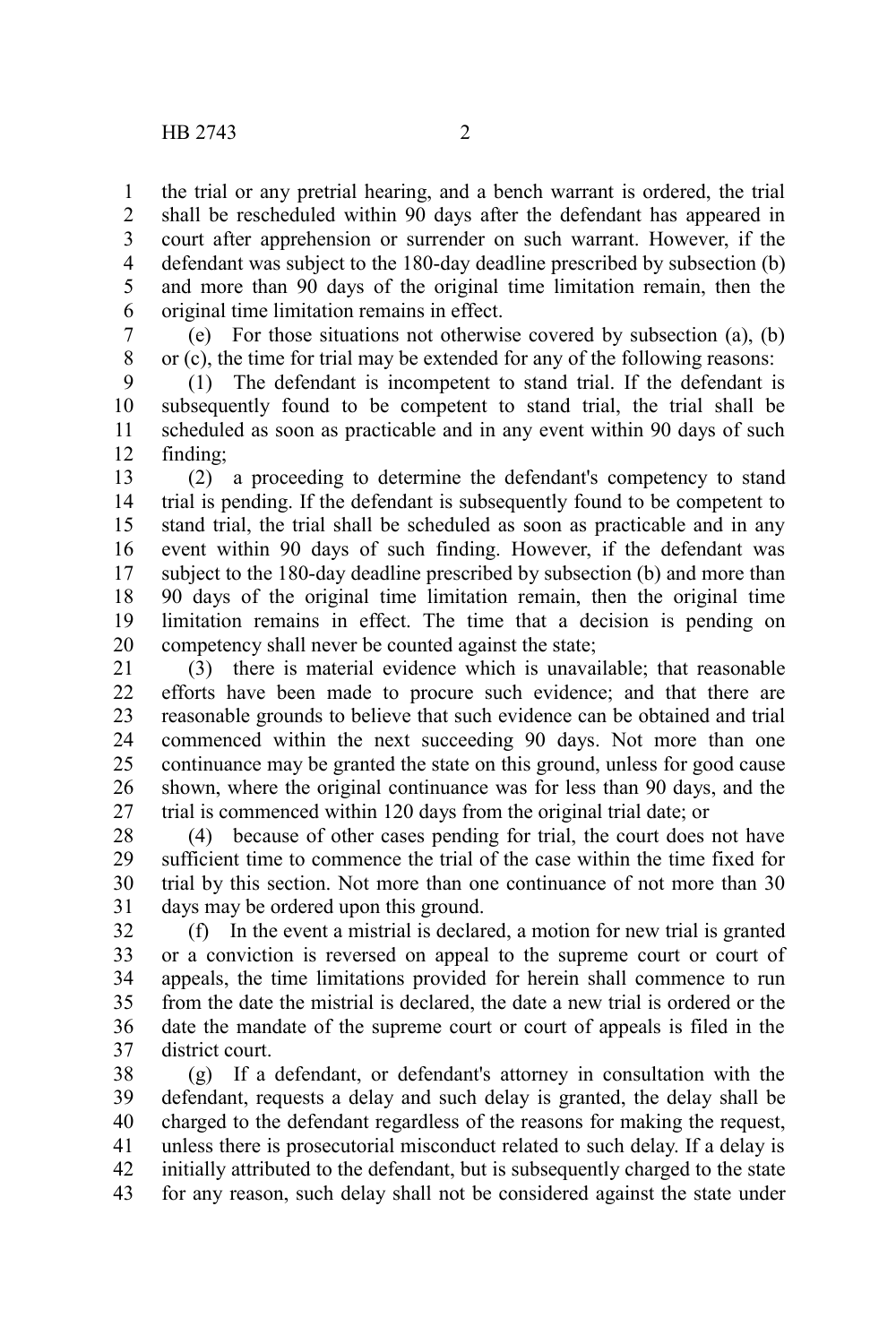the trial or any pretrial hearing, and a bench warrant is ordered, the trial shall be rescheduled within 90 days after the defendant has appeared in court after apprehension or surrender on such warrant. However, if the defendant was subject to the 180-day deadline prescribed by subsection (b) and more than 90 days of the original time limitation remain, then the original time limitation remains in effect.

(e) For those situations not otherwise covered by subsection (a), (b) or (c), the time for trial may be extended for any of the following reasons:

(1) The defendant is incompetent to stand trial. If the defendant is subsequently found to be competent to stand trial, the trial shall be scheduled as soon as practicable and in any event within 90 days of such finding;

(2) a proceeding to determine the defendant's competency to stand trial is pending. If the defendant is subsequently found to be competent to stand trial, the trial shall be scheduled as soon as practicable and in any event within 90 days of such finding. However, if the defendant was subject to the 180-day deadline prescribed by subsection (b) and more than 90 days of the original time limitation remain, then the original time limitation remains in effect. The time that a decision is pending on competency shall never be counted against the state;

(3) there is material evidence which is unavailable; that reasonable efforts have been made to procure such evidence; and that there are reasonable grounds to believe that such evidence can be obtained and trial commenced within the next succeeding 90 days. Not more than one continuance may be granted the state on this ground, unless for good cause shown, where the original continuance was for less than 90 days, and the trial is commenced within 120 days from the original trial date; or

(4) because of other cases pending for trial, the court does not have sufficient time to commence the trial of the case within the time fixed for trial by this section. Not more than one continuance of not more than 30 days may be ordered upon this ground.

(f) In the event a mistrial is declared, a motion for new trial is granted or a conviction is reversed on appeal to the supreme court or court of appeals, the time limitations provided for herein shall commence to run from the date the mistrial is declared, the date a new trial is ordered or the date the mandate of the supreme court or court of appeals is filed in the district court.

(g) If a defendant, or defendant's attorney in consultation with the defendant, requests a delay and such delay is granted, the delay shall be charged to the defendant regardless of the reasons for making the request, unless there is prosecutorial misconduct related to such delay. If a delay is initially attributed to the defendant, but is subsequently charged to the state for any reason, such delay shall not be considered against the state under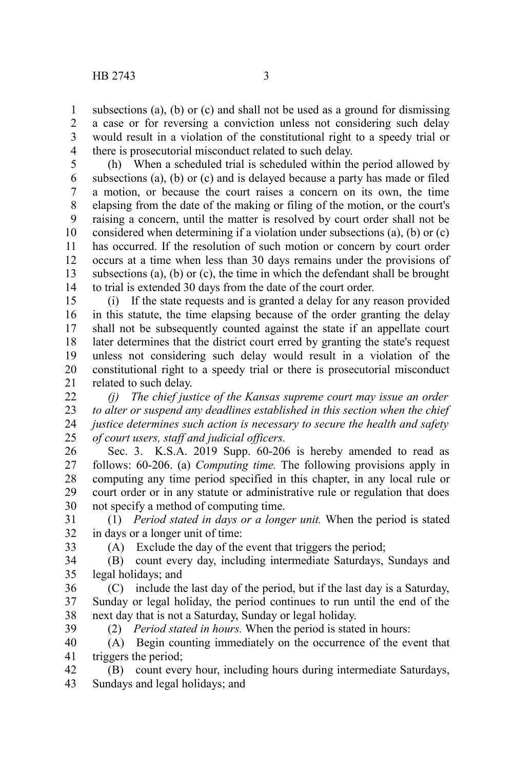subsections (a), (b) or (c) and shall not be used as a ground for dismissing a case or for reversing a conviction unless not considering such delay would result in a violation of the constitutional right to a speedy trial or there is prosecutorial misconduct related to such delay.

(h) When a scheduled trial is scheduled within the period allowed by subsections (a), (b) or (c) and is delayed because a party has made or filed a motion, or because the court raises a concern on its own, the time elapsing from the date of the making or filing of the motion, or the court's raising a concern, until the matter is resolved by court order shall not be considered when determining if a violation under subsections (a), (b) or (c) has occurred. If the resolution of such motion or concern by court order occurs at a time when less than 30 days remains under the provisions of subsections (a), (b) or (c), the time in which the defendant shall be brought to trial is extended 30 days from the date of the court order.

(i) If the state requests and is granted a delay for any reason provided in this statute, the time elapsing because of the order granting the delay shall not be subsequently counted against the state if an appellate court later determines that the district court erred by granting the state's request unless not considering such delay would result in a violation of the constitutional right to a speedy trial or there is prosecutorial misconduct related to such delay.

*(j) The chief justice of the Kansas supreme court may issue an order to alter or suspend any deadlines established in this section when the chief justice determines such action is necessary to secure the health and safety of court users, staff and judicial officers.*

Sec. 3. K.S.A. 2019 Supp. 60-206 is hereby amended to read as follows: 60-206. (a) *Computing time.* The following provisions apply in computing any time period specified in this chapter, in any local rule or court order or in any statute or administrative rule or regulation that does not specify a method of computing time.

(1) *Period stated in days or a longer unit.* When the period is stated in days or a longer unit of time:

(A) Exclude the day of the event that triggers the period;

(B) count every day, including intermediate Saturdays, Sundays and legal holidays; and

(C) include the last day of the period, but if the last day is a Saturday, Sunday or legal holiday, the period continues to run until the end of the next day that is not a Saturday, Sunday or legal holiday.

(2) *Period stated in hours.* When the period is stated in hours:

(A) Begin counting immediately on the occurrence of the event that triggers the period;

(B) count every hour, including hours during intermediate Saturdays, Sundays and legal holidays; and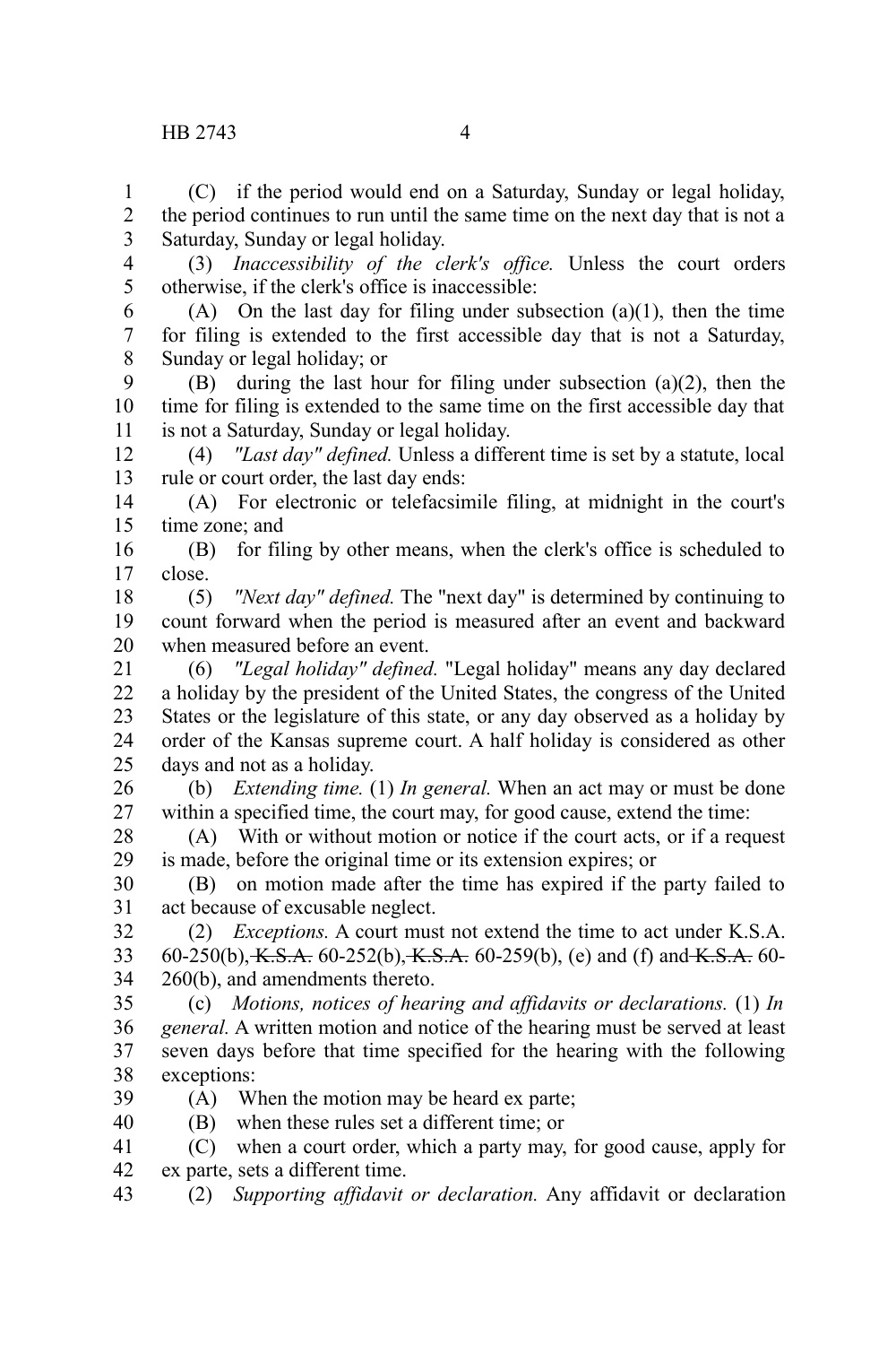(C) if the period would end on a Saturday, Sunday or legal holiday, the period continues to run until the same time on the next day that is not a Saturday, Sunday or legal holiday.

(3) *Inaccessibility of the clerk's office.* Unless the court orders otherwise, if the clerk's office is inaccessible:

(A) On the last day for filing under subsection (a)(1), then the time for filing is extended to the first accessible day that is not a Saturday, Sunday or legal holiday; or

(B) during the last hour for filing under subsection (a)(2), then the time for filing is extended to the same time on the first accessible day that is not a Saturday, Sunday or legal holiday.

(4) *"Last day" defined.* Unless a different time is set by a statute, local rule or court order, the last day ends:

(A) For electronic or telefacsimile filing, at midnight in the court's time zone; and

(B) for filing by other means, when the clerk's office is scheduled to close.

(5) *"Next day" defined.* The "next day" is determined by continuing to count forward when the period is measured after an event and backward when measured before an event.

(6) *"Legal holiday" defined.* "Legal holiday" means any day declared a holiday by the president of the United States, the congress of the United States or the legislature of this state, or any day observed as a holiday by order of the Kansas supreme court. A half holiday is considered as other days and not as a holiday.

(b) *Extending time.* (1) *In general.* When an act may or must be done within a specified time, the court may, for good cause, extend the time:

(A) With or without motion or notice if the court acts, or if a request is made, before the original time or its extension expires; or

(B) on motion made after the time has expired if the party failed to act because of excusable neglect.

(2) *Exceptions.* A court must not extend the time to act under K.S.A. 60-250(b), ~~K.S.A.~~ 60-252(b), ~~K.S.A.~~ 60-259(b), (e) and (f) and ~~K.S.A.~~ 60-260(b), and amendments thereto.

(c) *Motions, notices of hearing and affidavits or declarations.* (1) *In general.* A written motion and notice of the hearing must be served at least seven days before that time specified for the hearing with the following exceptions:

(A) When the motion may be heard ex parte;

(B) when these rules set a different time; or

(C) when a court order, which a party may, for good cause, apply for ex parte, sets a different time.

(2) *Supporting affidavit or declaration.* Any affidavit or declaration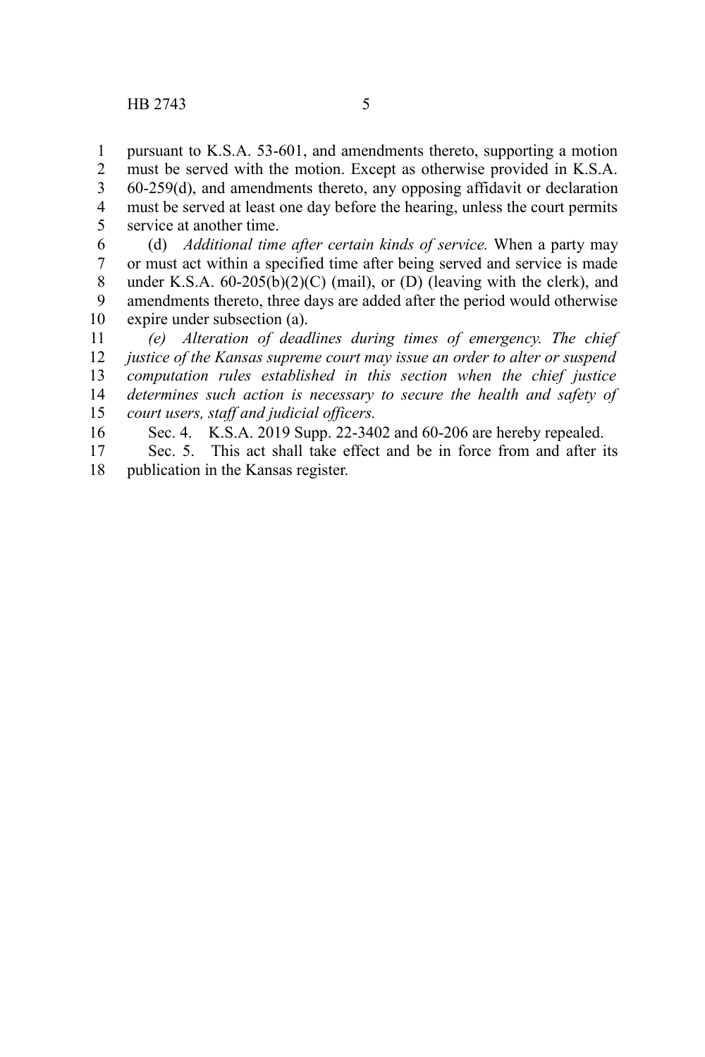pursuant to K.S.A. 53-601, and amendments thereto, supporting a motion must be served with the motion. Except as otherwise provided in K.S.A. 60-259(d), and amendments thereto, any opposing affidavit or declaration must be served at least one day before the hearing, unless the court permits service at another time.

(d) *Additional time after certain kinds of service.* When a party may or must act within a specified time after being served and service is made under K.S.A. 60-205(b)(2)(C) (mail), or (D) (leaving with the clerk), and amendments thereto, three days are added after the period would otherwise expire under subsection (a).

*(e) Alteration of deadlines during times of emergency. The chief justice of the Kansas supreme court may issue an order to alter or suspend computation rules established in this section when the chief justice determines such action is necessary to secure the health and safety of court users, staff and judicial officers.*

Sec. 4. K.S.A. 2019 Supp. 22-3402 and 60-206 are hereby repealed.

Sec. 5. This act shall take effect and be in force from and after its publication in the Kansas register.